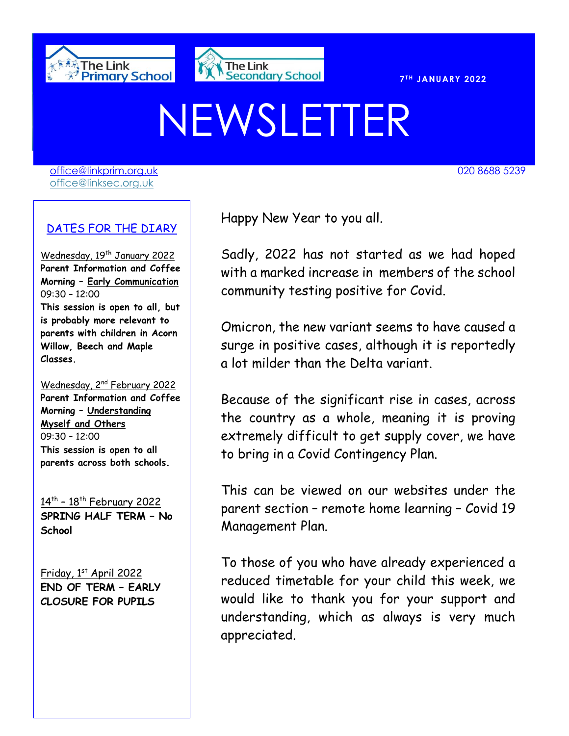The Link Primary School

The Link Secondary School

7TH JANUARY 2022

# NEWSLETTER

office@linkprim.org.uk
office@linksec.org.uk

020 8688 5239

## DATES FOR THE DIARY

Wednesday, 19th January 2022
**Parent Information and Coffee Morning – Early Communication**
09:30 – 12:00
**This session is open to all, but is probably more relevant to parents with children in Acorn Willow, Beech and Maple Classes.**

Wednesday, 2nd February 2022
**Parent Information and Coffee Morning – Understanding Myself and Others**
09:30 – 12:00
**This session is open to all parents across both schools.**

14th – 18th February 2022
**SPRING HALF TERM – No School**

Friday, 1st April 2022
**END OF TERM – EARLY CLOSURE FOR PUPILS**

Happy New Year to you all.

Sadly, 2022 has not started as we had hoped with a marked increase in members of the school community testing positive for Covid.

Omicron, the new variant seems to have caused a surge in positive cases, although it is reportedly a lot milder than the Delta variant.

Because of the significant rise in cases, across the country as a whole, meaning it is proving extremely difficult to get supply cover, we have to bring in a Covid Contingency Plan.

This can be viewed on our websites under the parent section – remote home learning – Covid 19 Management Plan.

To those of you who have already experienced a reduced timetable for your child this week, we would like to thank you for your support and understanding, which as always is very much appreciated.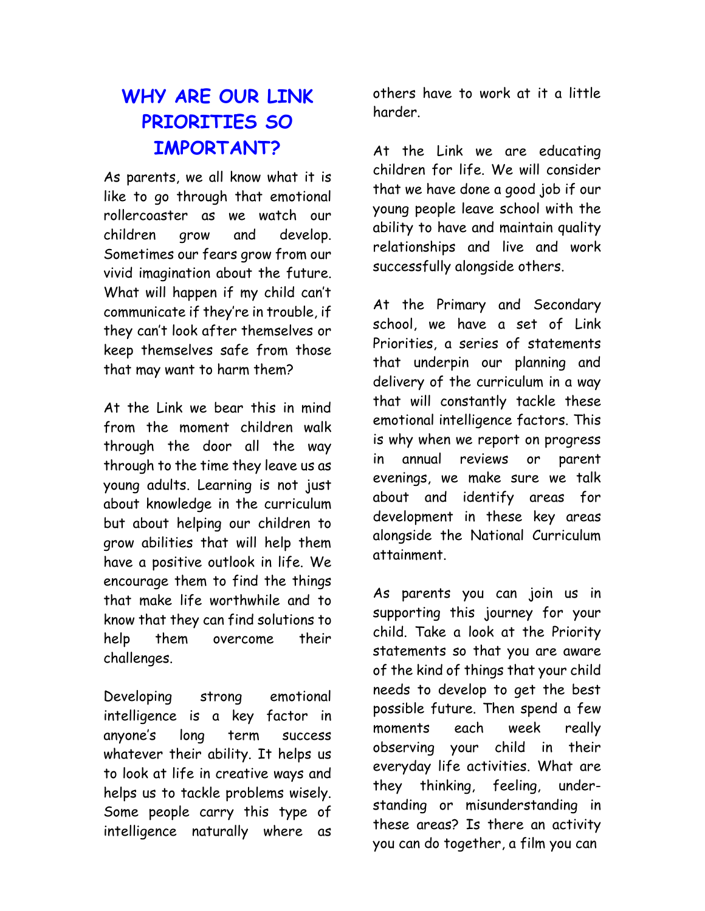# WHY ARE OUR LINK PRIORITIES SO IMPORTANT?

As parents, we all know what it is like to go through that emotional rollercoaster as we watch our children grow and develop. Sometimes our fears grow from our vivid imagination about the future. What will happen if my child can't communicate if they're in trouble, if they can't look after themselves or keep themselves safe from those that may want to harm them?

At the Link we bear this in mind from the moment children walk through the door all the way through to the time they leave us as young adults. Learning is not just about knowledge in the curriculum but about helping our children to grow abilities that will help them have a positive outlook in life. We encourage them to find the things that make life worthwhile and to know that they can find solutions to help them overcome their challenges.

Developing strong emotional intelligence is a key factor in anyone's long term success whatever their ability. It helps us to look at life in creative ways and helps us to tackle problems wisely. Some people carry this type of intelligence naturally where as others have to work at it a little harder.

At the Link we are educating children for life. We will consider that we have done a good job if our young people leave school with the ability to have and maintain quality relationships and live and work successfully alongside others.

At the Primary and Secondary school, we have a set of Link Priorities, a series of statements that underpin our planning and delivery of the curriculum in a way that will constantly tackle these emotional intelligence factors. This is why when we report on progress in annual reviews or parent evenings, we make sure we talk about and identify areas for development in these key areas alongside the National Curriculum attainment.

As parents you can join us in supporting this journey for your child. Take a look at the Priority statements so that you are aware of the kind of things that your child needs to develop to get the best possible future. Then spend a few moments each week really observing your child in their everyday life activities. What are they thinking, feeling, under-standing or misunderstanding in these areas? Is there an activity you can do together, a film you can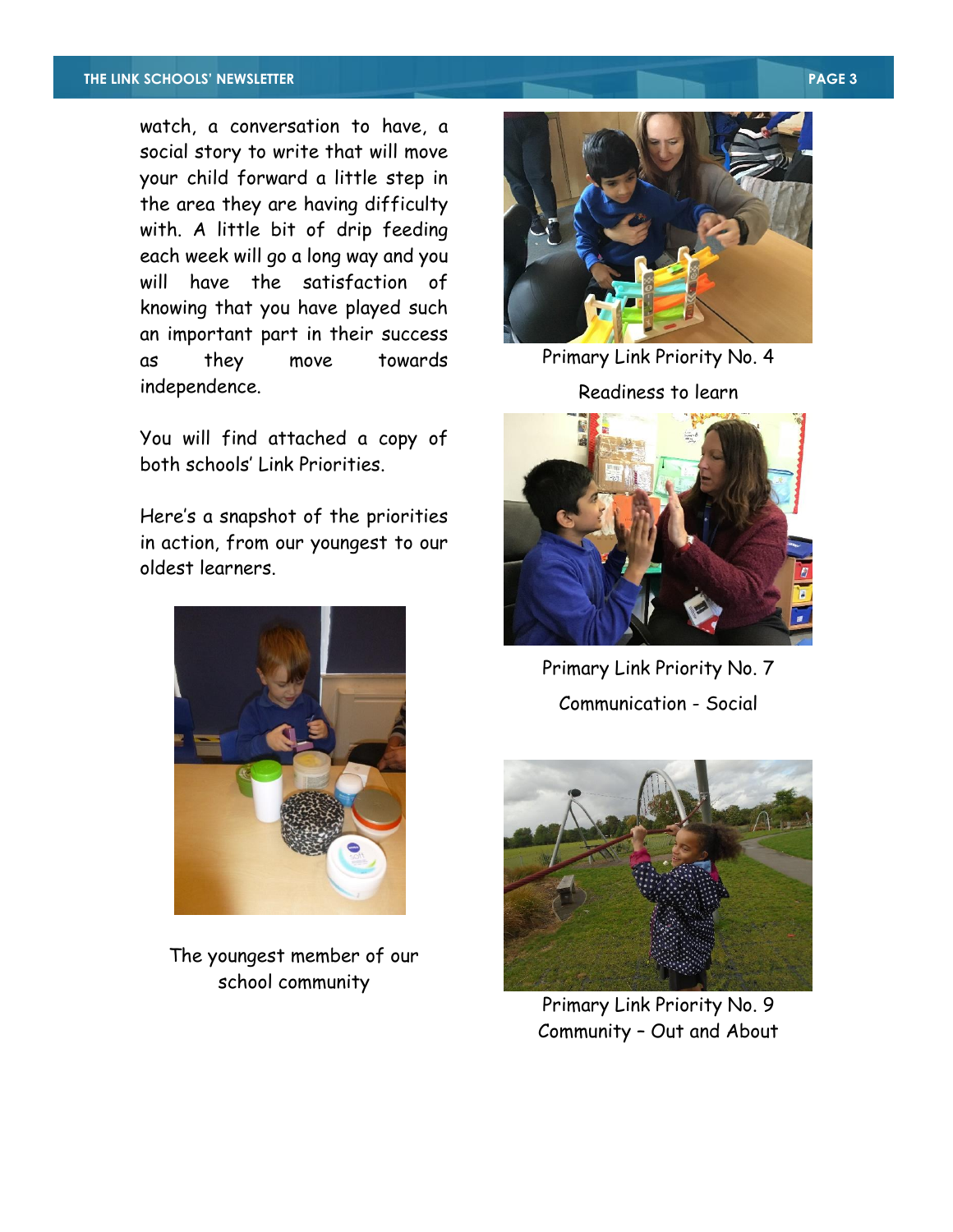watch, a conversation to have, a social story to write that will move your child forward a little step in the area they are having difficulty with. A little bit of drip feeding each week will go a long way and you will have the satisfaction of knowing that you have played such an important part in their success as they move towards independence.

You will find attached a copy of both schools' Link Priorities.

Here's a snapshot of the priorities in action, from our youngest to our oldest learners.

The youngest member of our school community

Primary Link Priority No. 4

Readiness to learn

Primary Link Priority No. 7

Communication - Social

Primary Link Priority No. 9

Community – Out and About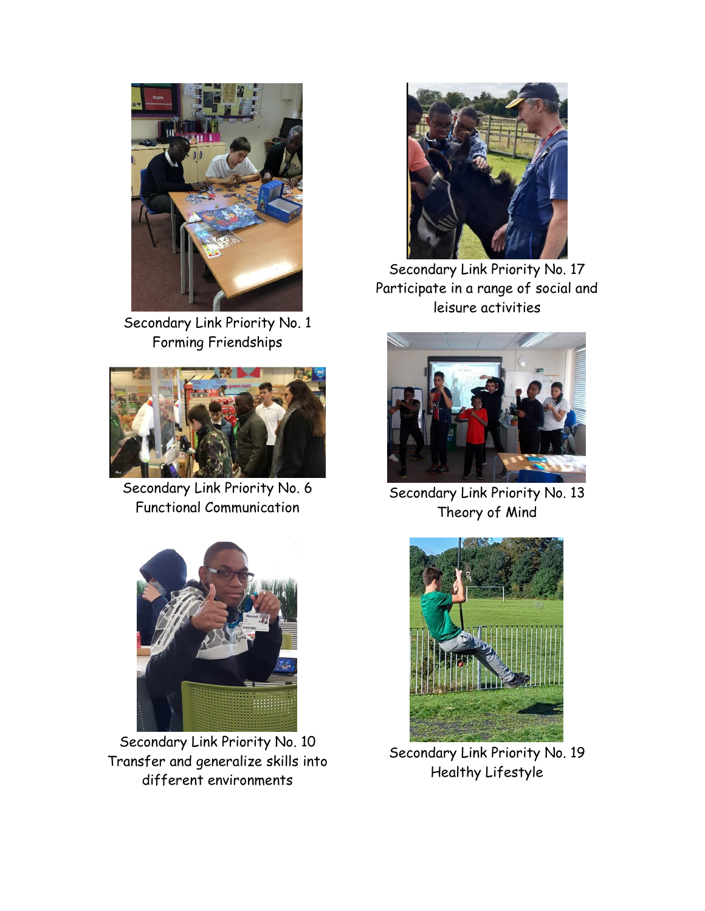Secondary Link Priority No. 1
Forming Friendships

Secondary Link Priority No. 17
Participate in a range of social and leisure activities

Secondary Link Priority No. 6
Functional Communication

Secondary Link Priority No. 13
Theory of Mind

Secondary Link Priority No. 10
Transfer and generalize skills into different environments

Secondary Link Priority No. 19
Healthy Lifestyle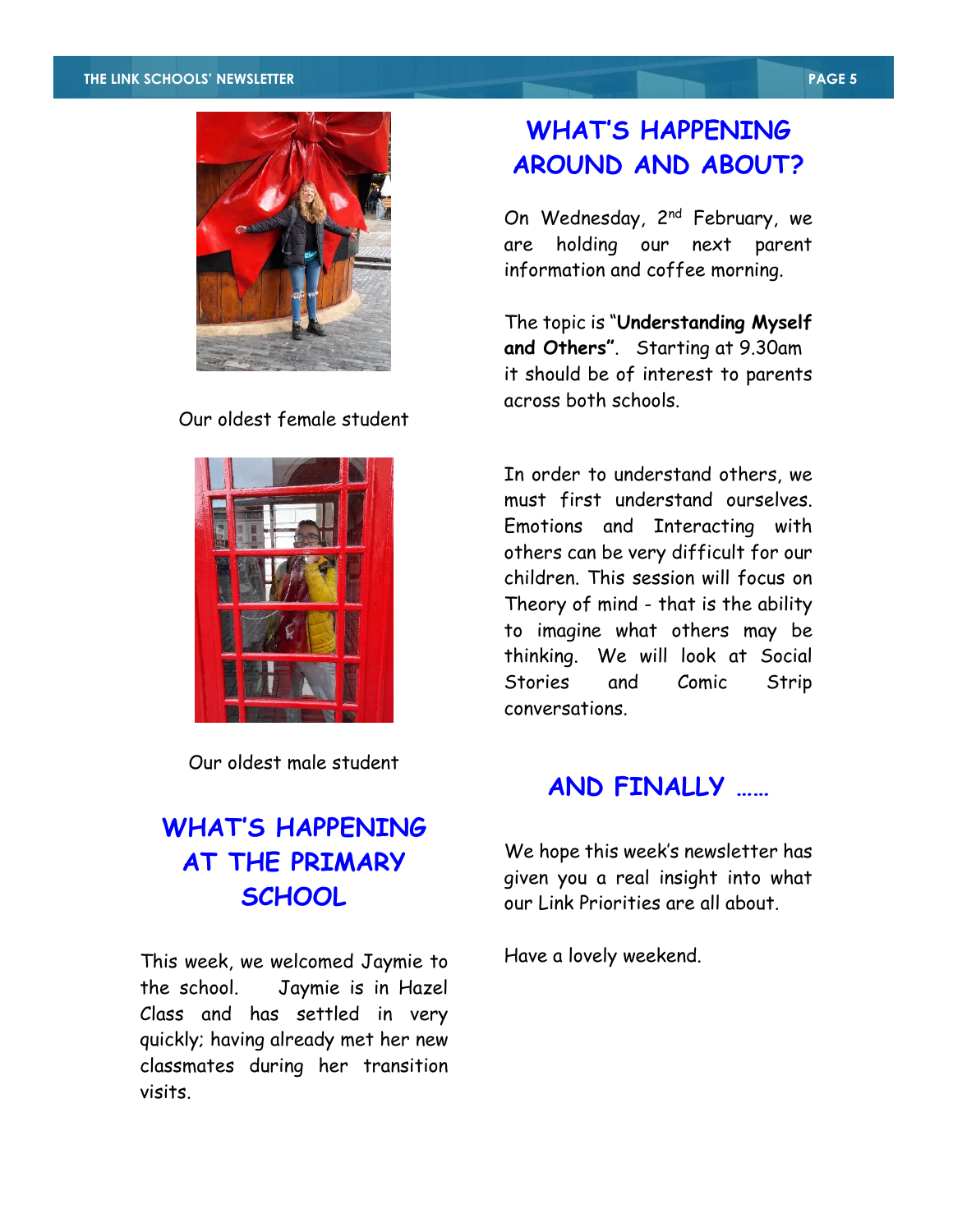Our oldest female student

Our oldest male student

## WHAT'S HAPPENING AT THE PRIMARY SCHOOL

This week, we welcomed Jaymie to the school. Jaymie is in Hazel Class and has settled in very quickly; having already met her new classmates during her transition visits.

## WHAT'S HAPPENING AROUND AND ABOUT?

On Wednesday, 2nd February, we are holding our next parent information and coffee morning.

The topic is "**Understanding Myself and Others"**. Starting at 9.30am it should be of interest to parents across both schools.

In order to understand others, we must first understand ourselves. Emotions and Interacting with others can be very difficult for our children. This session will focus on Theory of mind - that is the ability to imagine what others may be thinking. We will look at Social Stories and Comic Strip conversations.

## AND FINALLY ……

We hope this week's newsletter has given you a real insight into what our Link Priorities are all about.

Have a lovely weekend.